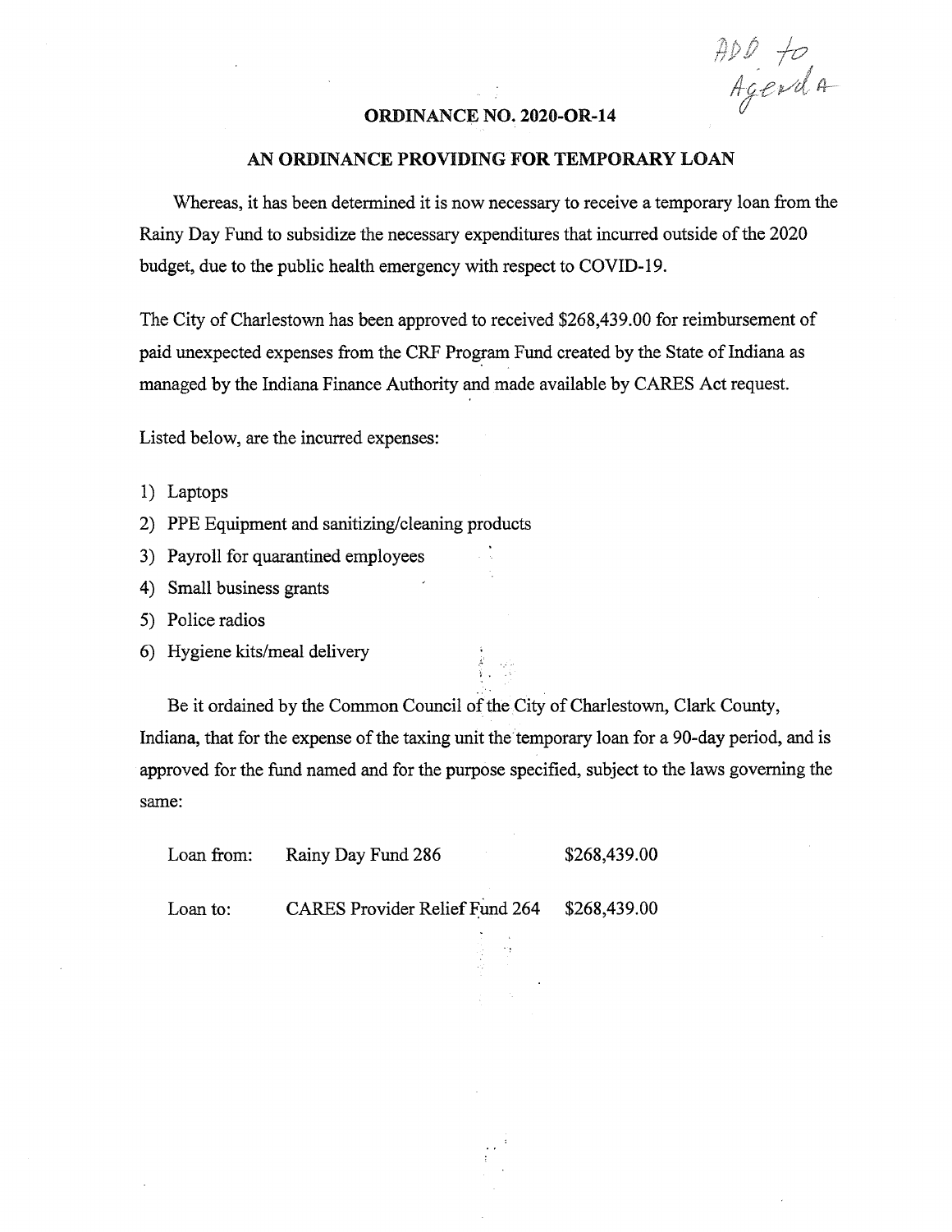ADD to Agenda

# ORDINANCE NO. 2020-OR-14

## AN ORDINANCE PROVIDING FOR TEMPORARY LOAN

Whereas, it has been determined it is now necessary to receive a temporary loan from the Rainy Day Fund to subsidize the necessary expenditures that incurred outside of the 2020 budget, due to the public health emergency with respect to COVID-19.

The City of Charlestown has been approved to received $268,439.00 for reimbursement of paid unexpected expenses from the CRF Program Fund created by the State of Indiana as managed by the Indiana Finance Authority and made available by CARES Act request.

Listed below, are the incurred expenses:

1) Laptops
2) PPE Equipment and sanitizing/cleaning products
3) Payroll for quarantined employees
4) Small business grants
5) Police radios
6) Hygiene kits/meal delivery

Be it ordained by the Common Council of the City of Charlestown, Clark County, Indiana, that for the expense of the taxing unit the temporary loan for a 90-day period, and is approved for the fund named and for the purpose specified, subject to the laws governing the same:

| | | |
|---|---|---|
| Loan from: | Rainy Day Fund 286 | $268,439.00 |
| Loan to: | CARES Provider Relief Fund 264 | $268,439.00 |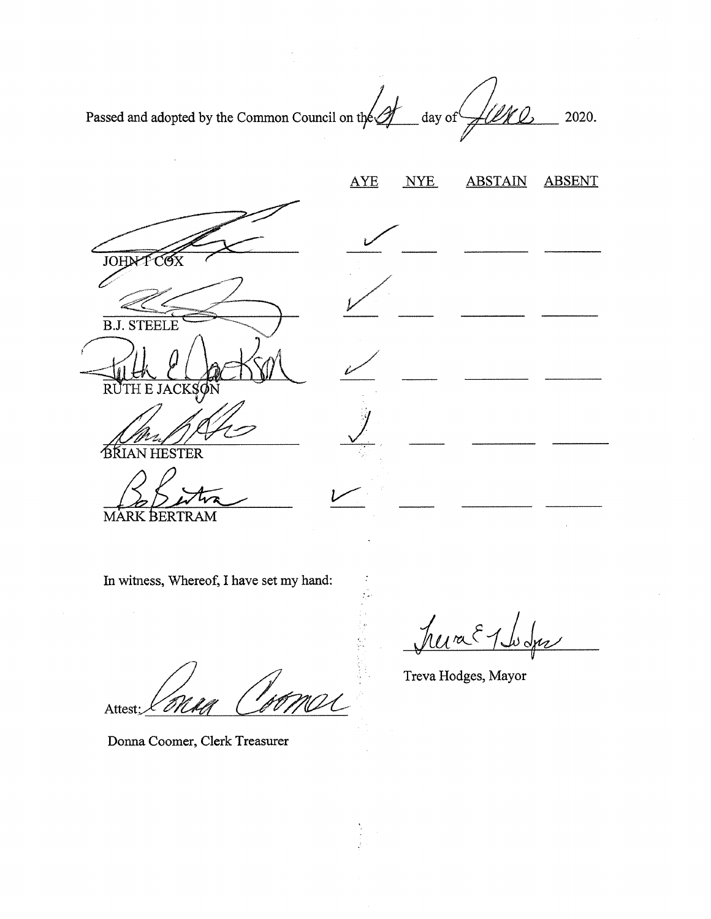Passed and adopted by the Common Council on the 1st day of June 2020.

| | AYE | NYE | ABSTAIN | ABSENT |
|---|---|---|---|---|
| JOHN T COX | ✓ | | | |
| B.J. STEELE | ✓ | | | |
| RUTH E JACKSON | ✓ | | | |
| BRIAN HESTER | ✓ | | | |
| MARK BERTRAM | ✓ | | | |

In witness, Whereof, I have set my hand:

Treva Hodges, Mayor

Attest:

Donna Coomer, Clerk Treasurer